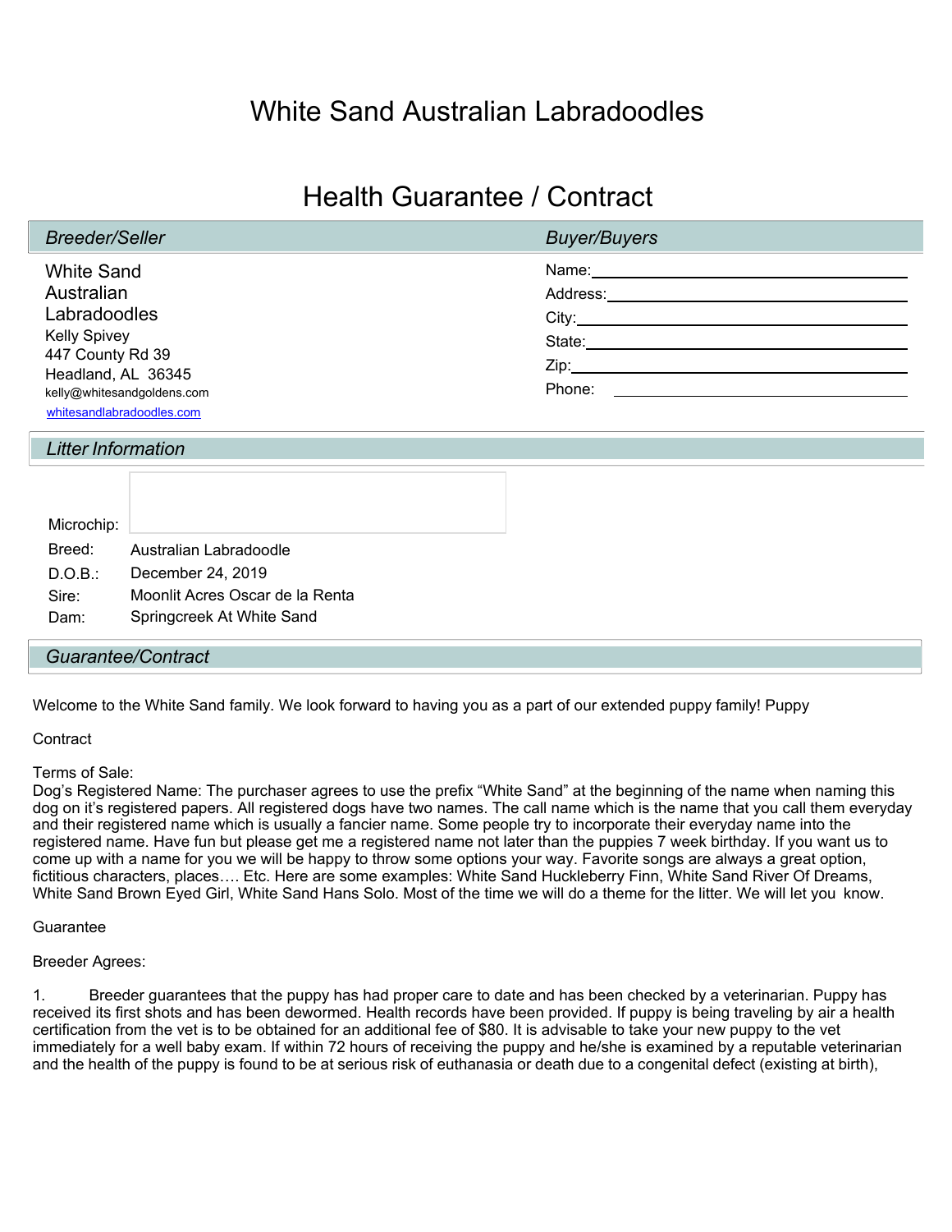# White Sand Australian Labradoodles

## Health Guarantee / Contract

| *Breeder/Seller* | *Buyer/Buyers* |
|---|---|
| White Sand Australian Labradoodles<br>Kelly Spivey<br>447 County Rd 39<br>Headland, AL 36345<br>kelly@whitesandgoldens.com<br>whitesandlabradoodles.com | Name: ______________________<br>Address: ______________________<br>City: ______________________<br>State: ______________________<br>Zip: ______________________<br>Phone: ______________________ |

### *Litter Information*

| | |
|---|---|
| Microchip: | |
| Breed: | Australian Labradoodle |
| D.O.B.: | December 24, 2019 |
| Sire: | Moonlit Acres Oscar de la Renta |
| Dam: | Springcreek At White Sand |

### *Guarantee/Contract*

Welcome to the White Sand family. We look forward to having you as a part of our extended puppy family! Puppy

Contract

Terms of Sale:
Dog's Registered Name: The purchaser agrees to use the prefix "White Sand" at the beginning of the name when naming this dog on it's registered papers. All registered dogs have two names. The call name which is the name that you call them everyday and their registered name which is usually a fancier name. Some people try to incorporate their everyday name into the registered name. Have fun but please get me a registered name not later than the puppies 7 week birthday. If you want us to come up with a name for you we will be happy to throw some options your way. Favorite songs are always a great option, fictitious characters, places…. Etc. Here are some examples: White Sand Huckleberry Finn, White Sand River Of Dreams, White Sand Brown Eyed Girl, White Sand Hans Solo. Most of the time we will do a theme for the litter. We will let you know.

Guarantee

Breeder Agrees:

1. Breeder guarantees that the puppy has had proper care to date and has been checked by a veterinarian. Puppy has received its first shots and has been dewormed. Health records have been provided. If puppy is being traveling by air a health certification from the vet is to be obtained for an additional fee of $80. It is advisable to take your new puppy to the vet immediately for a well baby exam. If within 72 hours of receiving the puppy and he/she is examined by a reputable veterinarian and the health of the puppy is found to be at serious risk of euthanasia or death due to a congenital defect (existing at birth),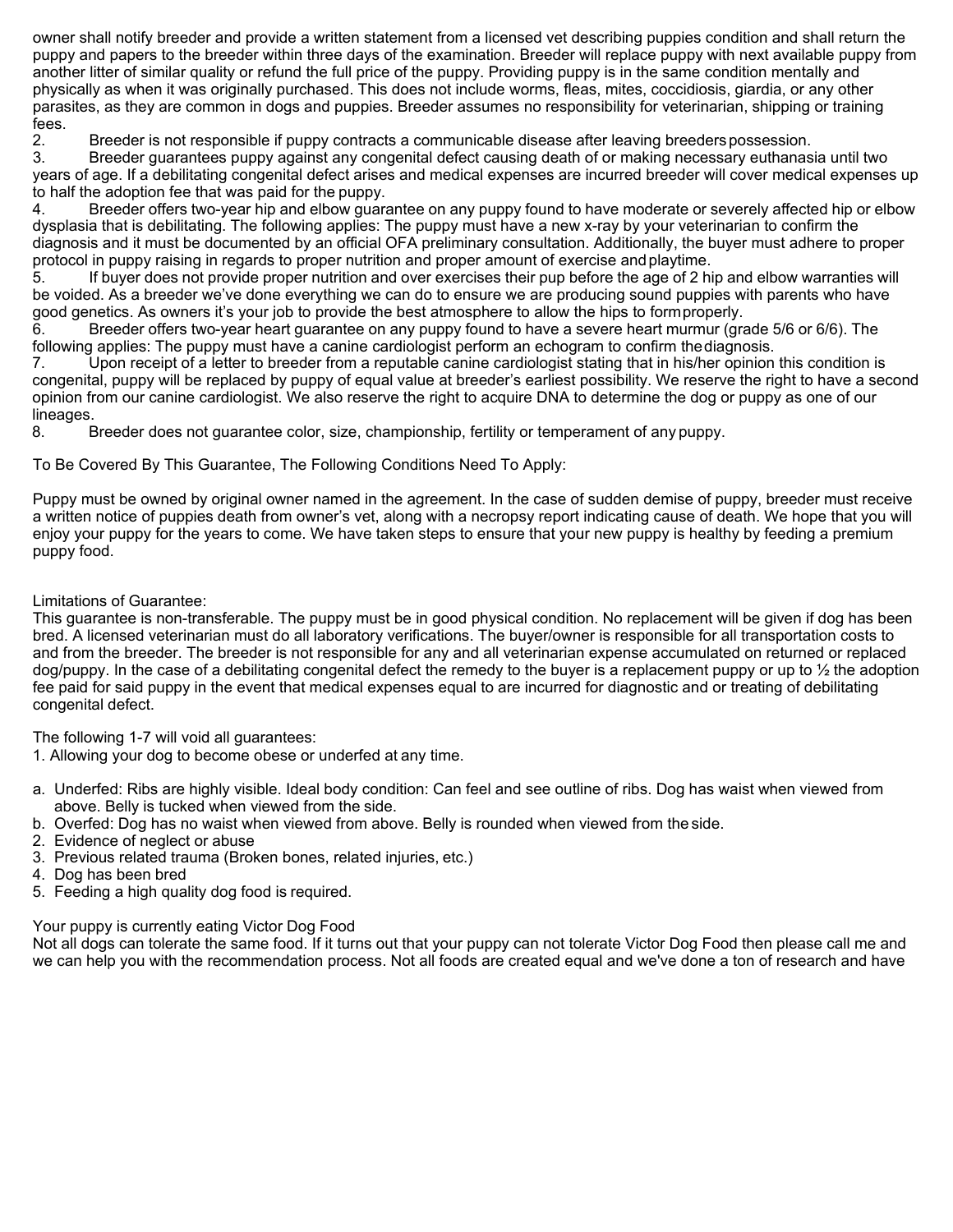owner shall notify breeder and provide a written statement from a licensed vet describing puppies condition and shall return the puppy and papers to the breeder within three days of the examination. Breeder will replace puppy with next available puppy from another litter of similar quality or refund the full price of the puppy. Providing puppy is in the same condition mentally and physically as when it was originally purchased. This does not include worms, fleas, mites, coccidiosis, giardia, or any other parasites, as they are common in dogs and puppies. Breeder assumes no responsibility for veterinarian, shipping or training fees.

2. Breeder is not responsible if puppy contracts a communicable disease after leaving breeders possession.
3. Breeder guarantees puppy against any congenital defect causing death of or making necessary euthanasia until two years of age. If a debilitating congenital defect arises and medical expenses are incurred breeder will cover medical expenses up to half the adoption fee that was paid for the puppy.
4. Breeder offers two-year hip and elbow guarantee on any puppy found to have moderate or severely affected hip or elbow dysplasia that is debilitating. The following applies: The puppy must have a new x-ray by your veterinarian to confirm the diagnosis and it must be documented by an official OFA preliminary consultation. Additionally, the buyer must adhere to proper protocol in puppy raising in regards to proper nutrition and proper amount of exercise and playtime.
5. If buyer does not provide proper nutrition and over exercises their pup before the age of 2 hip and elbow warranties will be voided. As a breeder we've done everything we can do to ensure we are producing sound puppies with parents who have good genetics. As owners it's your job to provide the best atmosphere to allow the hips to form properly.
6. Breeder offers two-year heart guarantee on any puppy found to have a severe heart murmur (grade 5/6 or 6/6). The following applies: The puppy must have a canine cardiologist perform an echogram to confirm the diagnosis.
7. Upon receipt of a letter to breeder from a reputable canine cardiologist stating that in his/her opinion this condition is congenital, puppy will be replaced by puppy of equal value at breeder's earliest possibility. We reserve the right to have a second opinion from our canine cardiologist. We also reserve the right to acquire DNA to determine the dog or puppy as one of our lineages.
8. Breeder does not guarantee color, size, championship, fertility or temperament of any puppy.

To Be Covered By This Guarantee, The Following Conditions Need To Apply:

Puppy must be owned by original owner named in the agreement. In the case of sudden demise of puppy, breeder must receive a written notice of puppies death from owner's vet, along with a necropsy report indicating cause of death. We hope that you will enjoy your puppy for the years to come. We have taken steps to ensure that your new puppy is healthy by feeding a premium puppy food.

Limitations of Guarantee:

This guarantee is non-transferable. The puppy must be in good physical condition. No replacement will be given if dog has been bred. A licensed veterinarian must do all laboratory verifications. The buyer/owner is responsible for all transportation costs to and from the breeder. The breeder is not responsible for any and all veterinarian expense accumulated on returned or replaced dog/puppy. In the case of a debilitating congenital defect the remedy to the buyer is a replacement puppy or up to ½ the adoption fee paid for said puppy in the event that medical expenses equal to are incurred for diagnostic and or treating of debilitating congenital defect.

The following 1-7 will void all guarantees:

1. Allowing your dog to become obese or underfed at any time.

a. Underfed: Ribs are highly visible. Ideal body condition: Can feel and see outline of ribs. Dog has waist when viewed from above. Belly is tucked when viewed from the side.
b. Overfed: Dog has no waist when viewed from above. Belly is rounded when viewed from the side.

2. Evidence of neglect or abuse
3. Previous related trauma (Broken bones, related injuries, etc.)
4. Dog has been bred
5. Feeding a high quality dog food is required.

Your puppy is currently eating Victor Dog Food

Not all dogs can tolerate the same food. If it turns out that your puppy can not tolerate Victor Dog Food then please call me and we can help you with the recommendation process. Not all foods are created equal and we've done a ton of research and have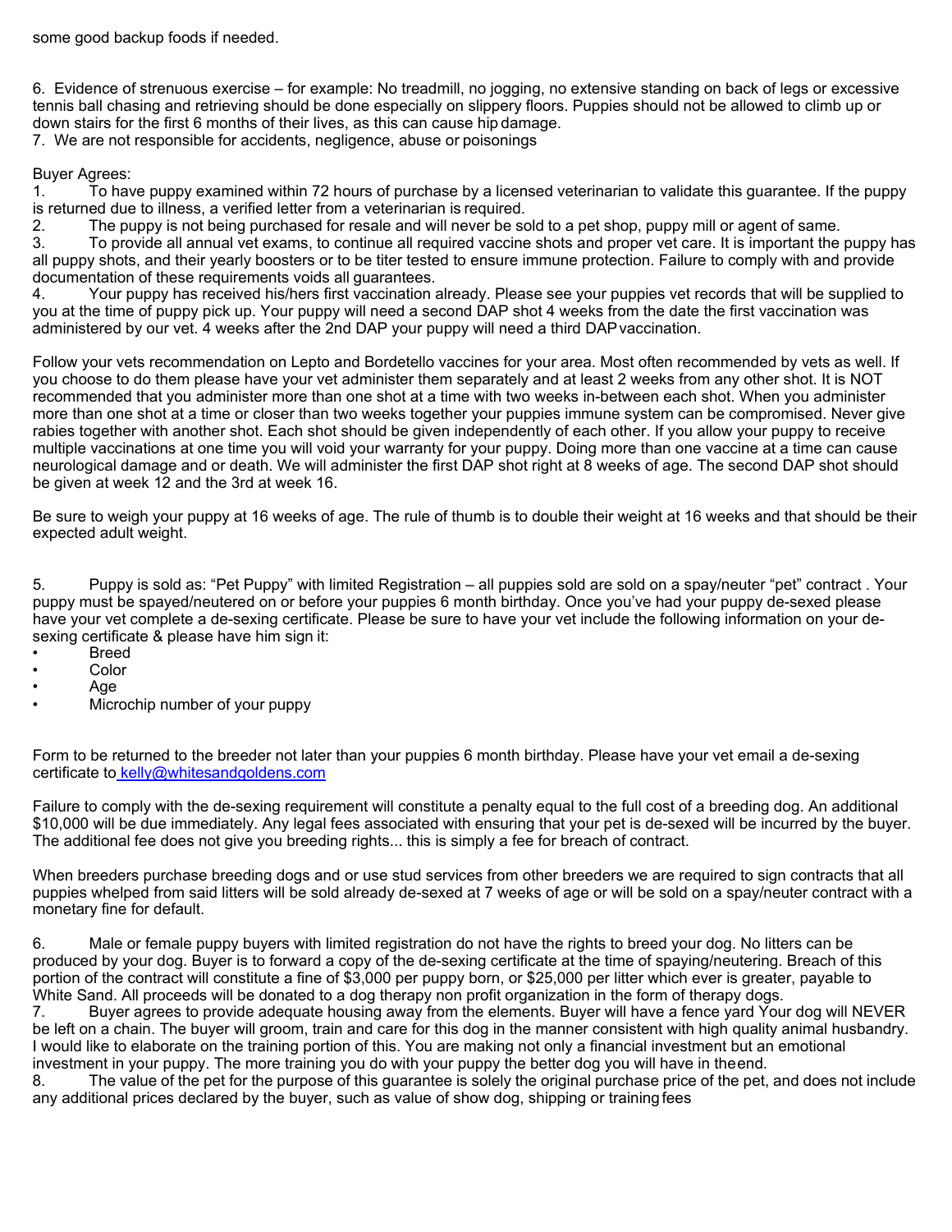some good backup foods if needed.

6. Evidence of strenuous exercise – for example: No treadmill, no jogging, no extensive standing on back of legs or excessive tennis ball chasing and retrieving should be done especially on slippery floors. Puppies should not be allowed to climb up or down stairs for the first 6 months of their lives, as this can cause hip damage.
7. We are not responsible for accidents, negligence, abuse or poisonings

Buyer Agrees:
1. To have puppy examined within 72 hours of purchase by a licensed veterinarian to validate this guarantee. If the puppy is returned due to illness, a verified letter from a veterinarian is required.
2. The puppy is not being purchased for resale and will never be sold to a pet shop, puppy mill or agent of same.
3. To provide all annual vet exams, to continue all required vaccine shots and proper vet care. It is important the puppy has all puppy shots, and their yearly boosters or to be titer tested to ensure immune protection. Failure to comply with and provide documentation of these requirements voids all guarantees.
4. Your puppy has received his/hers first vaccination already. Please see your puppies vet records that will be supplied to you at the time of puppy pick up. Your puppy will need a second DAP shot 4 weeks from the date the first vaccination was administered by our vet. 4 weeks after the 2nd DAP your puppy will need a third DAP vaccination.

Follow your vets recommendation on Lepto and Bordetello vaccines for your area. Most often recommended by vets as well. If you choose to do them please have your vet administer them separately and at least 2 weeks from any other shot. It is NOT recommended that you administer more than one shot at a time with two weeks in-between each shot. When you administer more than one shot at a time or closer than two weeks together your puppies immune system can be compromised. Never give rabies together with another shot. Each shot should be given independently of each other. If you allow your puppy to receive multiple vaccinations at one time you will void your warranty for your puppy. Doing more than one vaccine at a time can cause neurological damage and or death. We will administer the first DAP shot right at 8 weeks of age. The second DAP shot should be given at week 12 and the 3rd at week 16.

Be sure to weigh your puppy at 16 weeks of age. The rule of thumb is to double their weight at 16 weeks and that should be their expected adult weight.

5. Puppy is sold as: "Pet Puppy" with limited Registration – all puppies sold are sold on a spay/neuter "pet" contract . Your puppy must be spayed/neutered on or before your puppies 6 month birthday. Once you've had your puppy de-sexed please have your vet complete a de-sexing certificate. Please be sure to have your vet include the following information on your de-sexing certificate & please have him sign it:

- Breed
- Color
- Age
- Microchip number of your puppy

Form to be returned to the breeder not later than your puppies 6 month birthday. Please have your vet email a de-sexing certificate to kelly@whitesandgoldens.com

Failure to comply with the de-sexing requirement will constitute a penalty equal to the full cost of a breeding dog. An additional $10,000 will be due immediately. Any legal fees associated with ensuring that your pet is de-sexed will be incurred by the buyer. The additional fee does not give you breeding rights... this is simply a fee for breach of contract.

When breeders purchase breeding dogs and or use stud services from other breeders we are required to sign contracts that all puppies whelped from said litters will be sold already de-sexed at 7 weeks of age or will be sold on a spay/neuter contract with a monetary fine for default.

6. Male or female puppy buyers with limited registration do not have the rights to breed your dog. No litters can be produced by your dog. Buyer is to forward a copy of the de-sexing certificate at the time of spaying/neutering. Breach of this portion of the contract will constitute a fine of $3,000 per puppy born, or $25,000 per litter which ever is greater, payable to White Sand. All proceeds will be donated to a dog therapy non profit organization in the form of therapy dogs.
7. Buyer agrees to provide adequate housing away from the elements. Buyer will have a fence yard Your dog will NEVER be left on a chain. The buyer will groom, train and care for this dog in the manner consistent with high quality animal husbandry. I would like to elaborate on the training portion of this. You are making not only a financial investment but an emotional investment in your puppy. The more training you do with your puppy the better dog you will have in theend.
8. The value of the pet for the purpose of this guarantee is solely the original purchase price of the pet, and does not include any additional prices declared by the buyer, such as value of show dog, shipping or training fees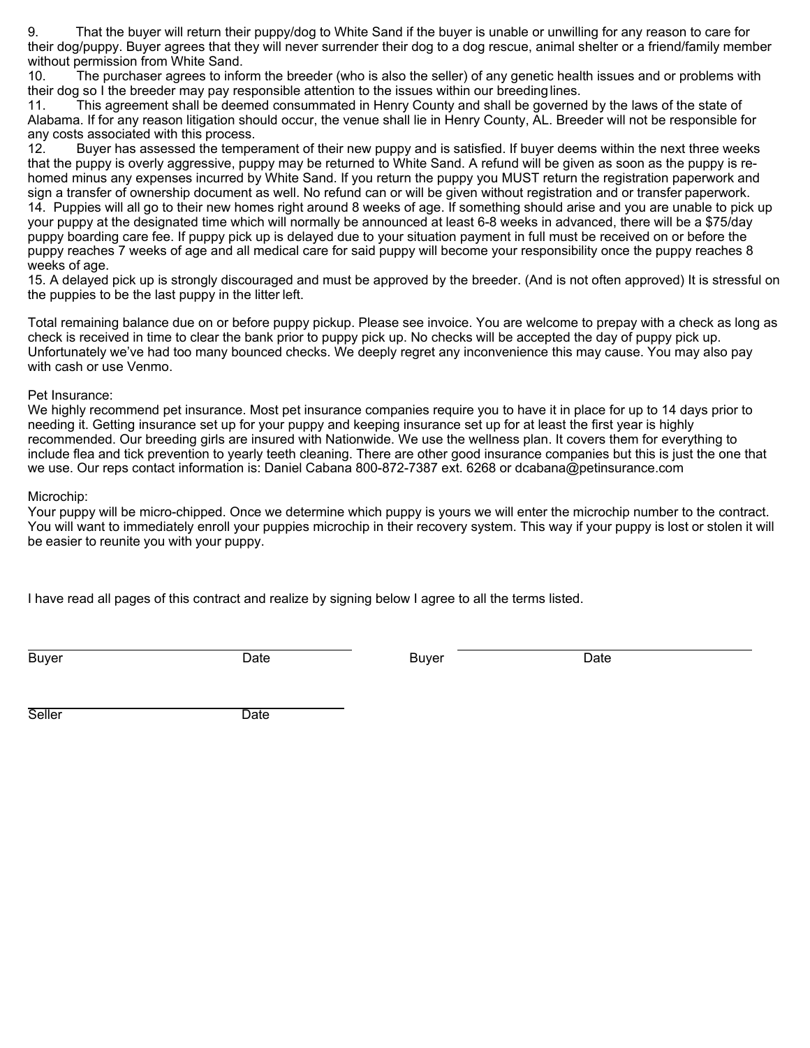9. That the buyer will return their puppy/dog to White Sand if the buyer is unable or unwilling for any reason to care for their dog/puppy. Buyer agrees that they will never surrender their dog to a dog rescue, animal shelter or a friend/family member without permission from White Sand.

10. The purchaser agrees to inform the breeder (who is also the seller) of any genetic health issues and or problems with their dog so I the breeder may pay responsible attention to the issues within our breeding lines.

11. This agreement shall be deemed consummated in Henry County and shall be governed by the laws of the state of Alabama. If for any reason litigation should occur, the venue shall lie in Henry County, AL. Breeder will not be responsible for any costs associated with this process.

12. Buyer has assessed the temperament of their new puppy and is satisfied. If buyer deems within the next three weeks that the puppy is overly aggressive, puppy may be returned to White Sand. A refund will be given as soon as the puppy is re-homed minus any expenses incurred by White Sand. If you return the puppy you MUST return the registration paperwork and sign a transfer of ownership document as well. No refund can or will be given without registration and or transfer paperwork.

14. Puppies will all go to their new homes right around 8 weeks of age. If something should arise and you are unable to pick up your puppy at the designated time which will normally be announced at least 6-8 weeks in advanced, there will be a $75/day puppy boarding care fee. If puppy pick up is delayed due to your situation payment in full must be received on or before the puppy reaches 7 weeks of age and all medical care for said puppy will become your responsibility once the puppy reaches 8 weeks of age.

15. A delayed pick up is strongly discouraged and must be approved by the breeder. (And is not often approved) It is stressful on the puppies to be the last puppy in the litter left.

Total remaining balance due on or before puppy pickup. Please see invoice. You are welcome to prepay with a check as long as check is received in time to clear the bank prior to puppy pick up. No checks will be accepted the day of puppy pick up. Unfortunately we've had too many bounced checks. We deeply regret any inconvenience this may cause. You may also pay with cash or use Venmo.

Pet Insurance:
We highly recommend pet insurance. Most pet insurance companies require you to have it in place for up to 14 days prior to needing it. Getting insurance set up for your puppy and keeping insurance set up for at least the first year is highly recommended. Our breeding girls are insured with Nationwide. We use the wellness plan. It covers them for everything to include flea and tick prevention to yearly teeth cleaning. There are other good insurance companies but this is just the one that we use. Our reps contact information is: Daniel Cabana 800-872-7387 ext. 6268 or dcabana@petinsurance.com

Microchip:
Your puppy will be micro-chipped. Once we determine which puppy is yours we will enter the microchip number to the contract. You will want to immediately enroll your puppies microchip in their recovery system. This way if your puppy is lost or stolen it will be easier to reunite you with your puppy.

I have read all pages of this contract and realize by signing below I agree to all the terms listed.

\_\_\_\_\_\_\_\_\_\_\_\_\_\_\_\_\_\_\_\_\_\_\_\_\_\_\_\_\_\_\_\_\_\_\_\_\_\_\_\_
Buyer Date

\_\_\_\_\_\_\_\_\_\_\_\_\_\_\_\_\_\_\_\_\_\_\_\_\_\_\_\_\_\_\_\_\_\_\_\_\_\_\_\_
Buyer Date

\_\_\_\_\_\_\_\_\_\_\_\_\_\_\_\_\_\_\_\_\_\_\_\_\_\_\_\_\_\_\_\_\_\_\_\_\_\_\_\_
Seller Date